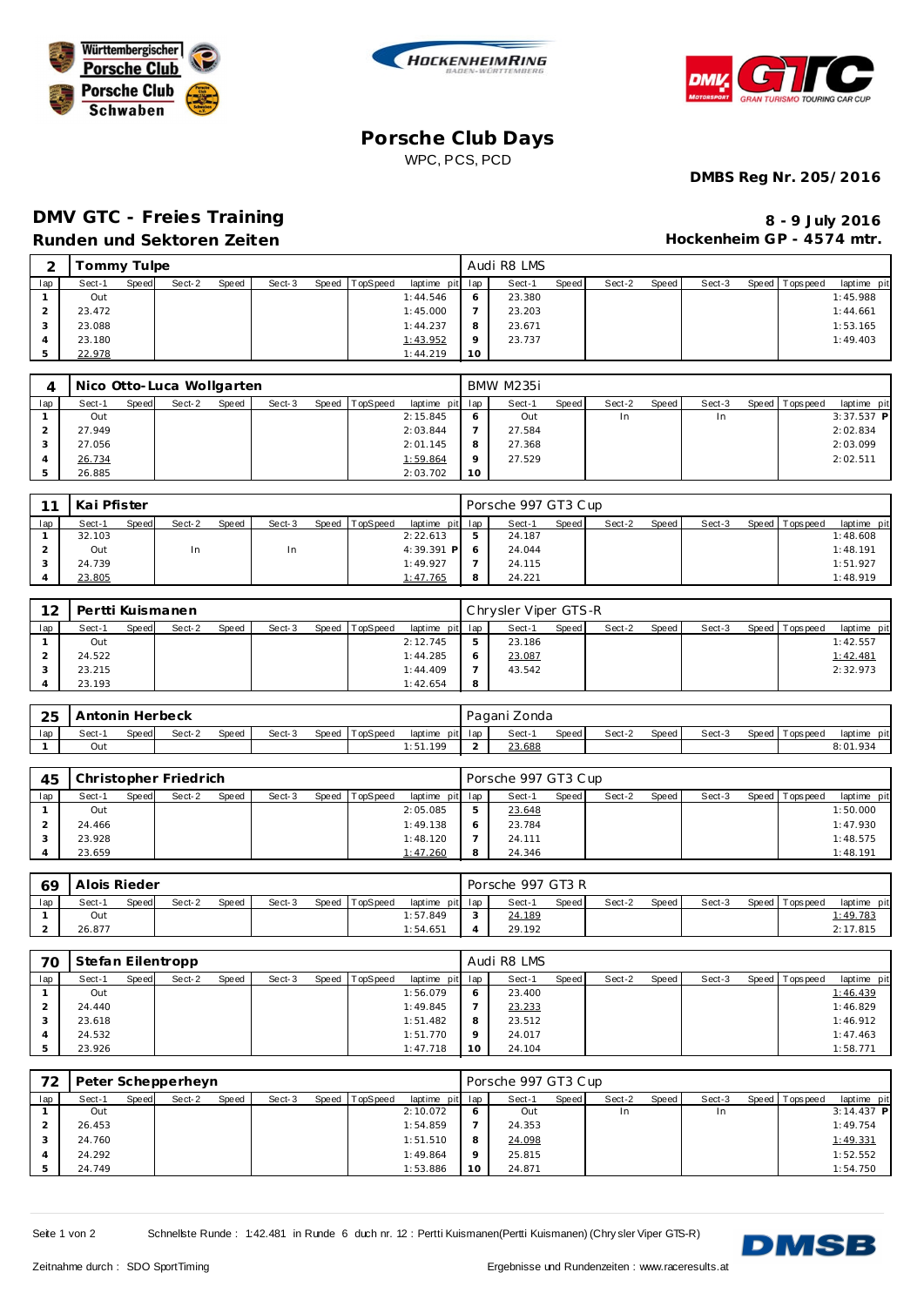Württembergischer Porsche Club / Porsche Club Schwaben / HOCKENHEIMRING BADEN-WÜRTTEMBERG / DMV GTC GRAN TURISMO TOURING CAR CUP

# Porsche Club Days

WPC, PCS, PCD

**DMBS Reg Nr. 205/2016**

## DMV GTC - Freies Training

**Runden und Sektoren Zeiten**

**8 - 9 July 2016**
**Hockenheim GP - 4574 mtr.**

### 2 Tommy Tulpe — Audi R8 LMS

| lap | Sect-1 | Speed | Sect-2 | Speed | Sect-3 | Speed | TopSpeed | laptime pit | lap | Sect-1 | Speed | Sect-2 | Speed | Sect-3 | Speed | Topspeed | laptime pit |
|---|---|---|---|---|---|---|---|---|---|---|---|---|---|---|---|---|---|
| 1 | Out | | | | | | | 1:44.546 | 6 | 23.380 | | | | | | | 1:45.988 |
| 2 | 23.472 | | | | | | | 1:45.000 | 7 | 23.203 | | | | | | | 1:44.661 |
| 3 | 23.088 | | | | | | | 1:44.237 | 8 | 23.671 | | | | | | | 1:53.165 |
| 4 | 23.180 | | | | | | | 1:43.952 | 9 | 23.737 | | | | | | | 1:49.403 |
| 5 | 22.978 | | | | | | | 1:44.219 | 10 | | | | | | | | |

### 4 Nico Otto-Luca Wollgarten — BMW M235i

| lap | Sect-1 | Speed | Sect-2 | Speed | Sect-3 | Speed | TopSpeed | laptime pit | lap | Sect-1 | Speed | Sect-2 | Speed | Sect-3 | Speed | Topspeed | laptime pit |
|---|---|---|---|---|---|---|---|---|---|---|---|---|---|---|---|---|---|
| 1 | Out | | | | | | | 2:15.845 | 6 | Out | | In | | In | | | 3:37.537 P |
| 2 | 27.949 | | | | | | | 2:03.844 | 7 | 27.584 | | | | | | | 2:02.834 |
| 3 | 27.056 | | | | | | | 2:01.145 | 8 | 27.368 | | | | | | | 2:03.099 |
| 4 | 26.734 | | | | | | | 1:59.864 | 9 | 27.529 | | | | | | | 2:02.511 |
| 5 | 26.885 | | | | | | | 2:03.702 | 10 | | | | | | | | |

### 11 Kai Pfister — Porsche 997 GT3 Cup

| lap | Sect-1 | Speed | Sect-2 | Speed | Sect-3 | Speed | TopSpeed | laptime pit | lap | Sect-1 | Speed | Sect-2 | Speed | Sect-3 | Speed | Topspeed | laptime pit |
|---|---|---|---|---|---|---|---|---|---|---|---|---|---|---|---|---|---|
| 1 | 32.103 | | | | | | | 2:22.613 | 5 | 24.187 | | | | | | | 1:48.608 |
| 2 | Out | | In | | In | | | 4:39.391 P | 6 | 24.044 | | | | | | | 1:48.191 |
| 3 | 24.739 | | | | | | | 1:49.927 | 7 | 24.115 | | | | | | | 1:51.927 |
| 4 | 23.805 | | | | | | | 1:47.765 | 8 | 24.221 | | | | | | | 1:48.919 |

### 12 Pertti Kuismanen — Chrysler Viper GTS-R

| lap | Sect-1 | Speed | Sect-2 | Speed | Sect-3 | Speed | TopSpeed | laptime pit | lap | Sect-1 | Speed | Sect-2 | Speed | Sect-3 | Speed | Topspeed | laptime pit |
|---|---|---|---|---|---|---|---|---|---|---|---|---|---|---|---|---|---|
| 1 | Out | | | | | | | 2:12.745 | 5 | 23.186 | | | | | | | 1:42.557 |
| 2 | 24.522 | | | | | | | 1:44.285 | 6 | 23.087 | | | | | | | 1:42.481 |
| 3 | 23.215 | | | | | | | 1:44.409 | 7 | 43.542 | | | | | | | 2:32.973 |
| 4 | 23.193 | | | | | | | 1:42.654 | 8 | | | | | | | | |

### 25 Antonin Herbeck — Pagani Zonda

| lap | Sect-1 | Speed | Sect-2 | Speed | Sect-3 | Speed | TopSpeed | laptime pit | lap | Sect-1 | Speed | Sect-2 | Speed | Sect-3 | Speed | Topspeed | laptime pit |
|---|---|---|---|---|---|---|---|---|---|---|---|---|---|---|---|---|---|
| 1 | Out | | | | | | | 1:51.199 | 2 | 23.688 | | | | | | | 8:01.934 |

### 45 Christopher Friedrich — Porsche 997 GT3 Cup

| lap | Sect-1 | Speed | Sect-2 | Speed | Sect-3 | Speed | TopSpeed | laptime pit | lap | Sect-1 | Speed | Sect-2 | Speed | Sect-3 | Speed | Topspeed | laptime pit |
|---|---|---|---|---|---|---|---|---|---|---|---|---|---|---|---|---|---|
| 1 | Out | | | | | | | 2:05.085 | 5 | 23.648 | | | | | | | 1:50.000 |
| 2 | 24.466 | | | | | | | 1:49.138 | 6 | 23.784 | | | | | | | 1:47.930 |
| 3 | 23.928 | | | | | | | 1:48.120 | 7 | 24.111 | | | | | | | 1:48.575 |
| 4 | 23.659 | | | | | | | 1:47.260 | 8 | 24.346 | | | | | | | 1:48.191 |

### 69 Alois Rieder — Porsche 997 GT3 R

| lap | Sect-1 | Speed | Sect-2 | Speed | Sect-3 | Speed | TopSpeed | laptime pit | lap | Sect-1 | Speed | Sect-2 | Speed | Sect-3 | Speed | Topspeed | laptime pit |
|---|---|---|---|---|---|---|---|---|---|---|---|---|---|---|---|---|---|
| 1 | Out | | | | | | | 1:57.849 | 3 | 24.189 | | | | | | | 1:49.783 |
| 2 | 26.877 | | | | | | | 1:54.651 | 4 | 29.192 | | | | | | | 2:17.815 |

### 70 Stefan Eilentropp — Audi R8 LMS

| lap | Sect-1 | Speed | Sect-2 | Speed | Sect-3 | Speed | TopSpeed | laptime pit | lap | Sect-1 | Speed | Sect-2 | Speed | Sect-3 | Speed | Topspeed | laptime pit |
|---|---|---|---|---|---|---|---|---|---|---|---|---|---|---|---|---|---|
| 1 | Out | | | | | | | 1:56.079 | 6 | 23.400 | | | | | | | 1:46.439 |
| 2 | 24.440 | | | | | | | 1:49.845 | 7 | 23.233 | | | | | | | 1:46.829 |
| 3 | 23.618 | | | | | | | 1:51.482 | 8 | 23.512 | | | | | | | 1:46.912 |
| 4 | 24.532 | | | | | | | 1:51.770 | 9 | 24.017 | | | | | | | 1:47.463 |
| 5 | 23.926 | | | | | | | 1:47.718 | 10 | 24.104 | | | | | | | 1:58.771 |

### 72 Peter Schepperheyn — Porsche 997 GT3 Cup

| lap | Sect-1 | Speed | Sect-2 | Speed | Sect-3 | Speed | TopSpeed | laptime pit | lap | Sect-1 | Speed | Sect-2 | Speed | Sect-3 | Speed | Topspeed | laptime pit |
|---|---|---|---|---|---|---|---|---|---|---|---|---|---|---|---|---|---|
| 1 | Out | | | | | | | 2:10.072 | 6 | Out | | In | | In | | | 3:14.437 P |
| 2 | 26.453 | | | | | | | 1:54.859 | 7 | 24.353 | | | | | | | 1:49.754 |
| 3 | 24.760 | | | | | | | 1:51.510 | 8 | 24.098 | | | | | | | 1:49.331 |
| 4 | 24.292 | | | | | | | 1:49.864 | 9 | 25.815 | | | | | | | 1:52.552 |
| 5 | 24.749 | | | | | | | 1:53.886 | 10 | 24.871 | | | | | | | 1:54.750 |

Schnellste Runde : 1:42.481 in Runde 6 duch nr. 12 : Pertti Kuismanen(Pertti Kuismanen) (Chrysler Viper GTS-R)

Zeitnahme durch : SDO SportTiming

Ergebnisse und Rundenzeiten : www.raceresults.at

DMSB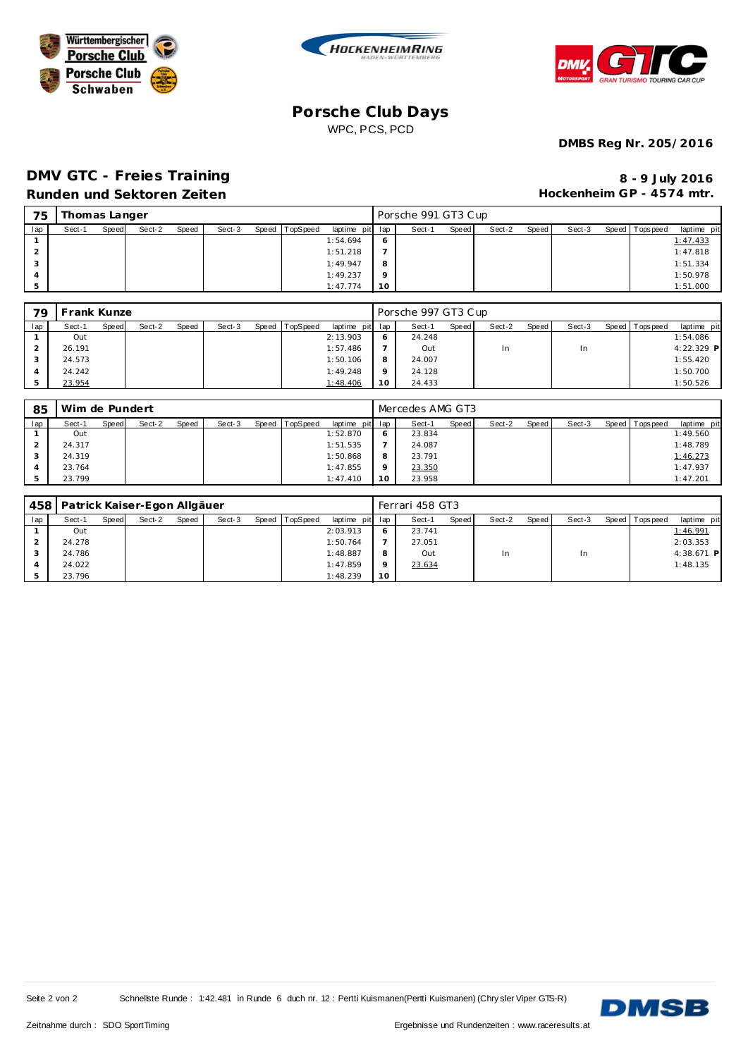# Porsche Club Days

WPC, PCS, PCD

**DMBS Reg Nr. 205/2016**

## DMV GTC - Freies Training

**Runden und Sektoren Zeiten**

**8 - 9 July 2016**

**Hockenheim GP - 4574 mtr.**

### 75 Thomas Langer — Porsche 991 GT3 Cup

| lap | Sect-1 | Speed | Sect-2 | Speed | Sect-3 | Speed | TopSpeed | laptime pit | lap | Sect-1 | Speed | Sect-2 | Speed | Sect-3 | Speed | Topspeed | laptime pit |
|---|---|---|---|---|---|---|---|---|---|---|---|---|---|---|---|---|---|
| 1 | | | | | | | | 1:54.694 | 6 | | | | | | | | 1:47.433 |
| 2 | | | | | | | | 1:51.218 | 7 | | | | | | | | 1:47.818 |
| 3 | | | | | | | | 1:49.947 | 8 | | | | | | | | 1:51.334 |
| 4 | | | | | | | | 1:49.237 | 9 | | | | | | | | 1:50.978 |
| 5 | | | | | | | | 1:47.774 | 10 | | | | | | | | 1:51.000 |

### 79 Frank Kunze — Porsche 997 GT3 Cup

| lap | Sect-1 | Speed | Sect-2 | Speed | Sect-3 | Speed | TopSpeed | laptime pit | lap | Sect-1 | Speed | Sect-2 | Speed | Sect-3 | Speed | Topspeed | laptime pit |
|---|---|---|---|---|---|---|---|---|---|---|---|---|---|---|---|---|---|
| 1 | Out | | | | | | | 2:13.903 | 6 | 24.248 | | | | | | | 1:54.086 |
| 2 | 26.191 | | | | | | | 1:57.486 | 7 | Out | | In | | In | | | 4:22.329 P |
| 3 | 24.573 | | | | | | | 1:50.106 | 8 | 24.007 | | | | | | | 1:55.420 |
| 4 | 24.242 | | | | | | | 1:49.248 | 9 | 24.128 | | | | | | | 1:50.700 |
| 5 | 23.954 | | | | | | | 1:48.406 | 10 | 24.433 | | | | | | | 1:50.526 |

### 85 Wim de Pundert — Mercedes AMG GT3

| lap | Sect-1 | Speed | Sect-2 | Speed | Sect-3 | Speed | TopSpeed | laptime pit | lap | Sect-1 | Speed | Sect-2 | Speed | Sect-3 | Speed | Topspeed | laptime pit |
|---|---|---|---|---|---|---|---|---|---|---|---|---|---|---|---|---|---|
| 1 | Out | | | | | | | 1:52.870 | 6 | 23.834 | | | | | | | 1:49.560 |
| 2 | 24.317 | | | | | | | 1:51.535 | 7 | 24.087 | | | | | | | 1:48.789 |
| 3 | 24.319 | | | | | | | 1:50.868 | 8 | 23.791 | | | | | | | 1:46.273 |
| 4 | 23.764 | | | | | | | 1:47.855 | 9 | 23.350 | | | | | | | 1:47.937 |
| 5 | 23.799 | | | | | | | 1:47.410 | 10 | 23.958 | | | | | | | 1:47.201 |

### 458 Patrick Kaiser-Egon Allgäuer — Ferrari 458 GT3

| lap | Sect-1 | Speed | Sect-2 | Speed | Sect-3 | Speed | TopSpeed | laptime pit | lap | Sect-1 | Speed | Sect-2 | Speed | Sect-3 | Speed | Topspeed | laptime pit |
|---|---|---|---|---|---|---|---|---|---|---|---|---|---|---|---|---|---|
| 1 | Out | | | | | | | 2:03.913 | 6 | 23.741 | | | | | | | 1:46.991 |
| 2 | 24.278 | | | | | | | 1:50.764 | 7 | 27.051 | | | | | | | 2:03.353 |
| 3 | 24.786 | | | | | | | 1:48.887 | 8 | Out | | In | | In | | | 4:38.671 P |
| 4 | 24.022 | | | | | | | 1:47.859 | 9 | 23.634 | | | | | | | 1:48.135 |
| 5 | 23.796 | | | | | | | 1:48.239 | 10 | | | | | | | | |

Schnellste Runde : 1:42.481 in Runde 6 duch nr. 12 : Pertti Kuismanen(Pertti Kuismanen) (Chrysler Viper GTS-R)

Zeitnahme durch : SDO SportTiming

Ergebnisse und Rundenzeiten : www.raceresults.at